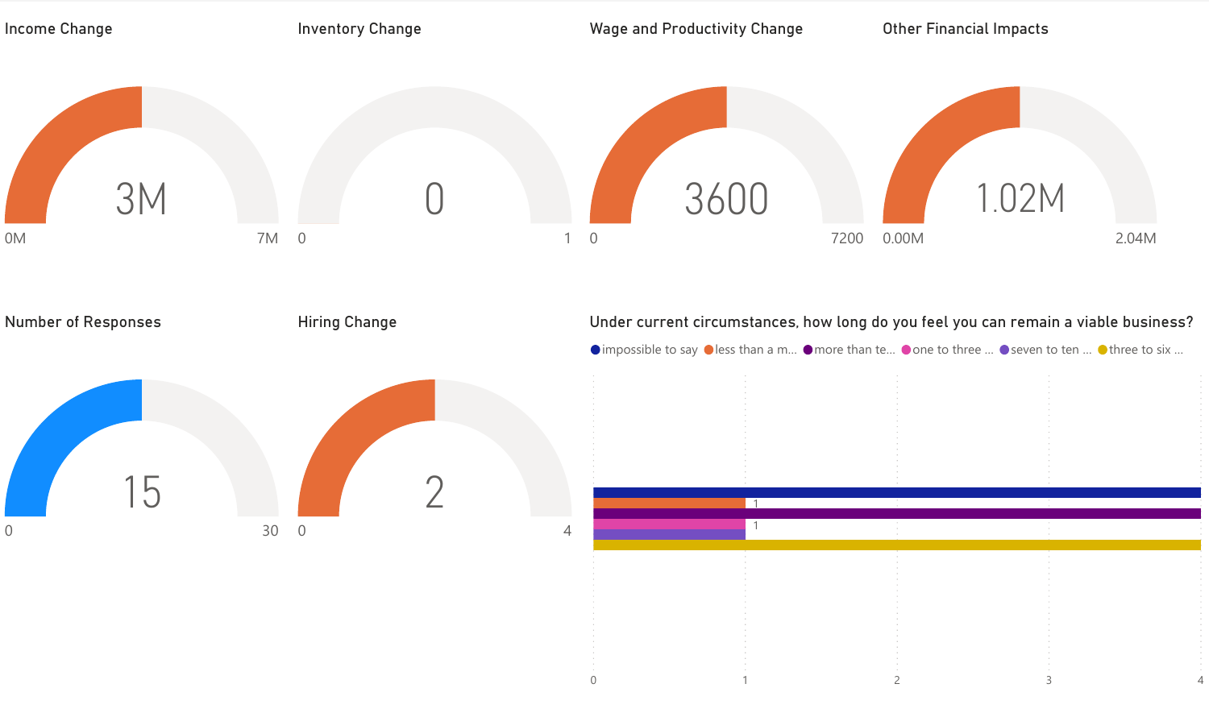## Income Change

3M

0M — 7M

## Inventory Change

0

0 — 1

## Wage and Productivity Change

3600

0 — 7200

## Other Financial Impacts

1.02M

0.00M — 2.04M

## Number of Responses

15

0 — 30

## Hiring Change

2

0 — 4

## Under current circumstances, how long do you feel you can remain a viable business?

| Response | Count |
|---|---|
| impossible to say | 4 |
| less than a m... | 1 |
| more than te... | 4 |
| one to three ... | 1 |
| seven to ten ... | 1 |
| three to six ... | 4 |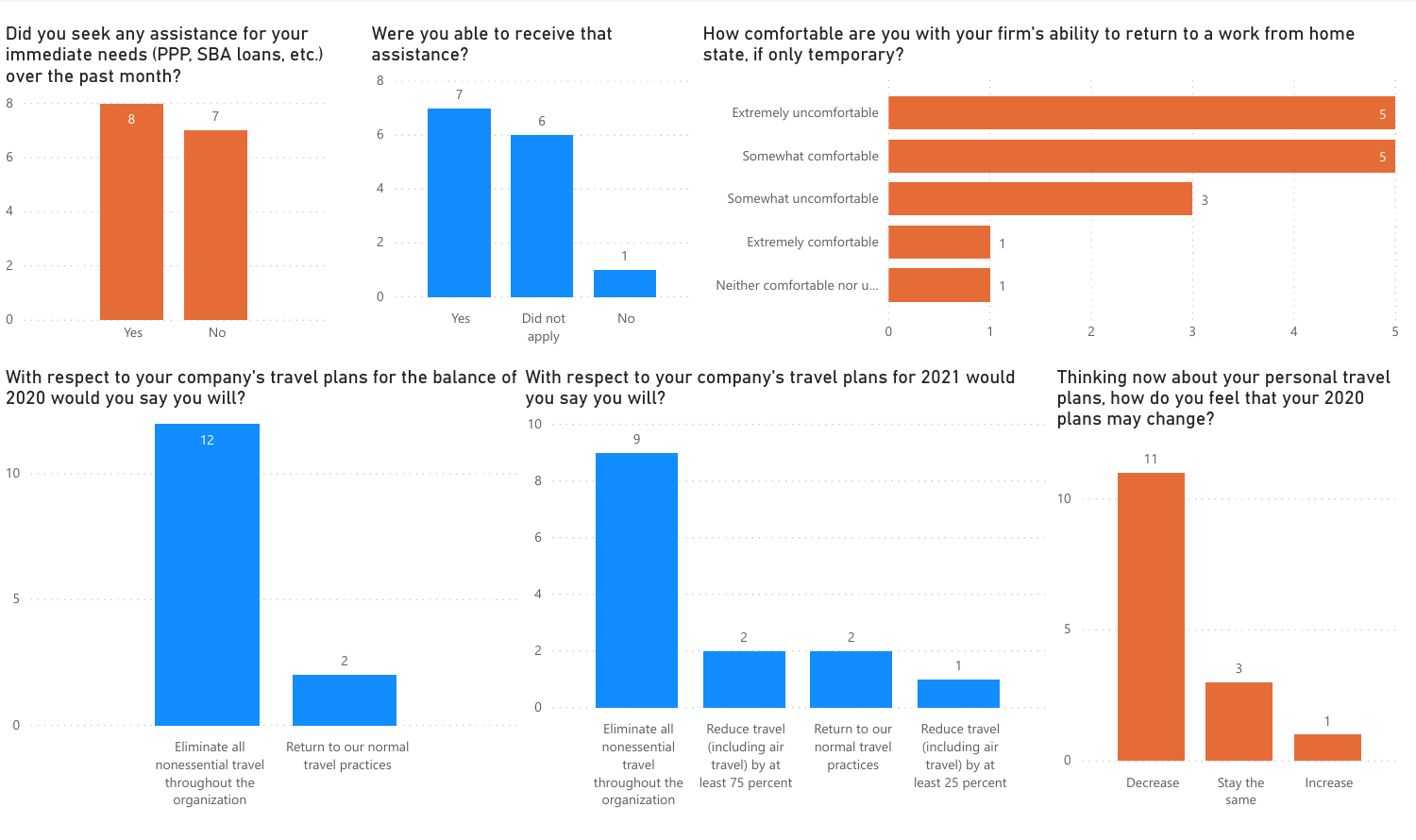Did you seek any assistance for your immediate needs (PPP, SBA loans, etc.) over the past month?

8
6
4
2
0

8
7

Yes
No

Were you able to receive that assistance?

8
6
4
2
0

7
6
1

Yes
Did not apply
No

How comfortable are you with your firm's ability to return to a work from home state, if only temporary?

Extremely uncomfortable 5
Somewhat comfortable 5
Somewhat uncomfortable 3
Extremely comfortable 1
Neither comfortable nor u... 1

0 1 2 3 4 5

With respect to your company's travel plans for the balance of 2020 would you say you will?

10
5
0

12
2

Eliminate all nonessential travel throughout the organization
Return to our normal travel practices

With respect to your company's travel plans for 2021 would you say you will?

10
8
6
4
2
0

9
2
2
1

Eliminate all nonessential travel throughout the organization
Reduce travel (including air travel) by at least 75 percent
Return to our normal travel practices
Reduce travel (including air travel) by at least 25 percent

Thinking now about your personal travel plans, how do you feel that your 2020 plans may change?

10
5
0

11
3
1

Decrease
Stay the same
Increase